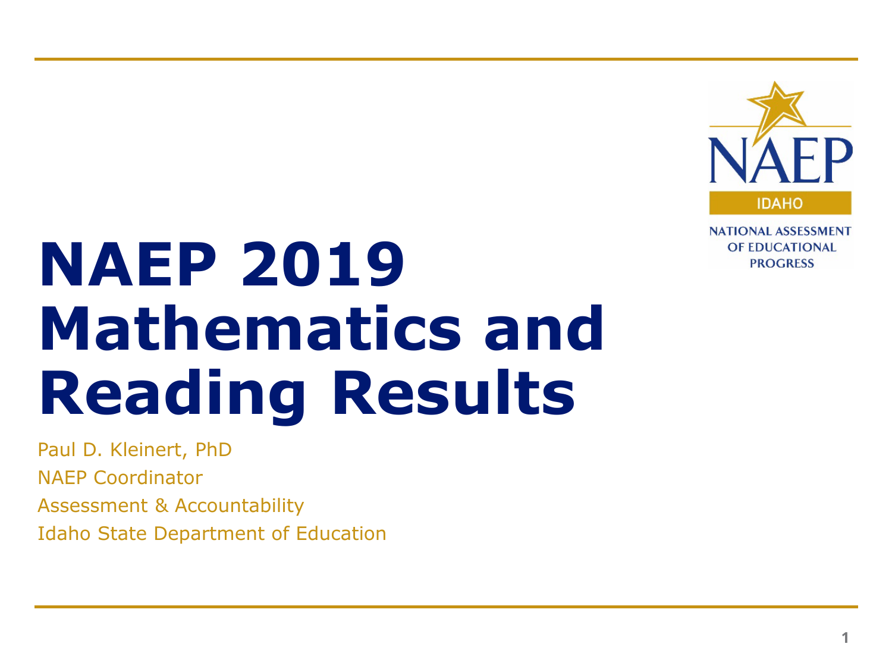NAEP

IDAHO

NATIONAL ASSESSMENT OF EDUCATIONAL PROGRESS

# NAEP 2019 Mathematics and Reading Results

Paul D. Kleinert, PhD

NAEP Coordinator

Assessment & Accountability

Idaho State Department of Education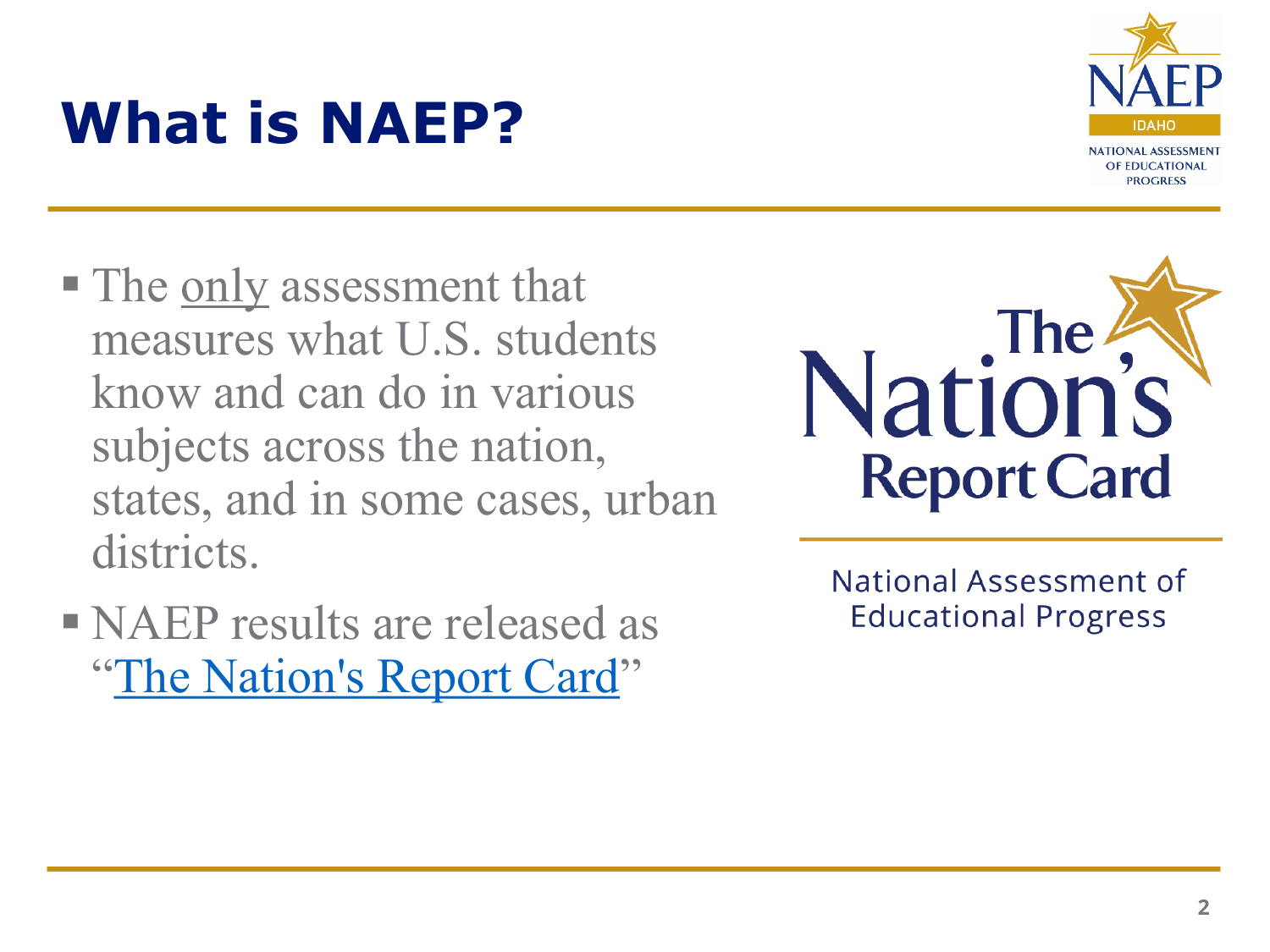# What is NAEP?

- The <u>only</u> assessment that measures what U.S. students know and can do in various subjects across the nation, states, and in some cases, urban districts.
- NAEP results are released as "The Nation's Report Card"

The Nation's Report Card

National Assessment of Educational Progress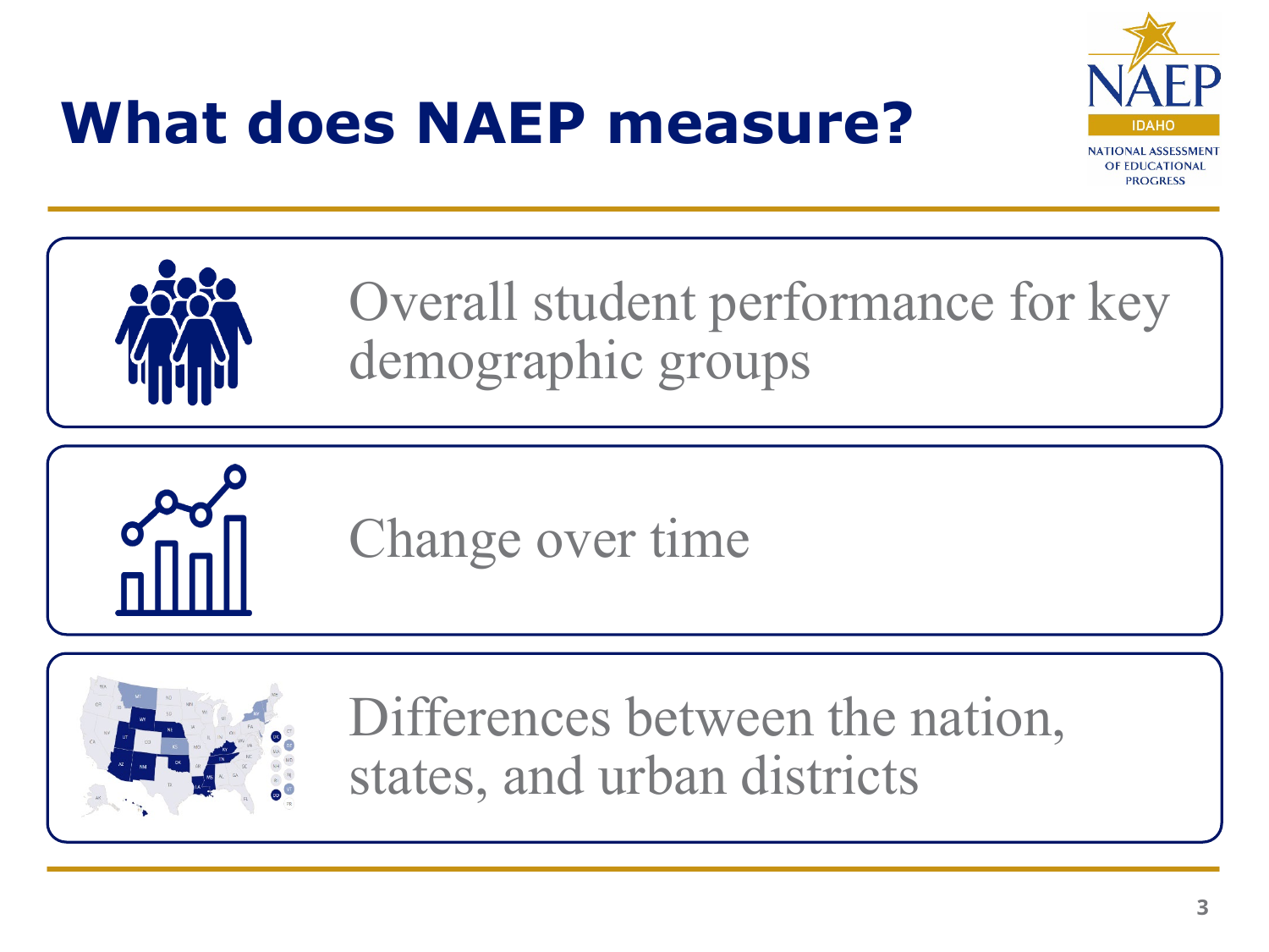# What does NAEP measure?

- Overall student performance for key demographic groups
- Change over time
- Differences between the nation, states, and urban districts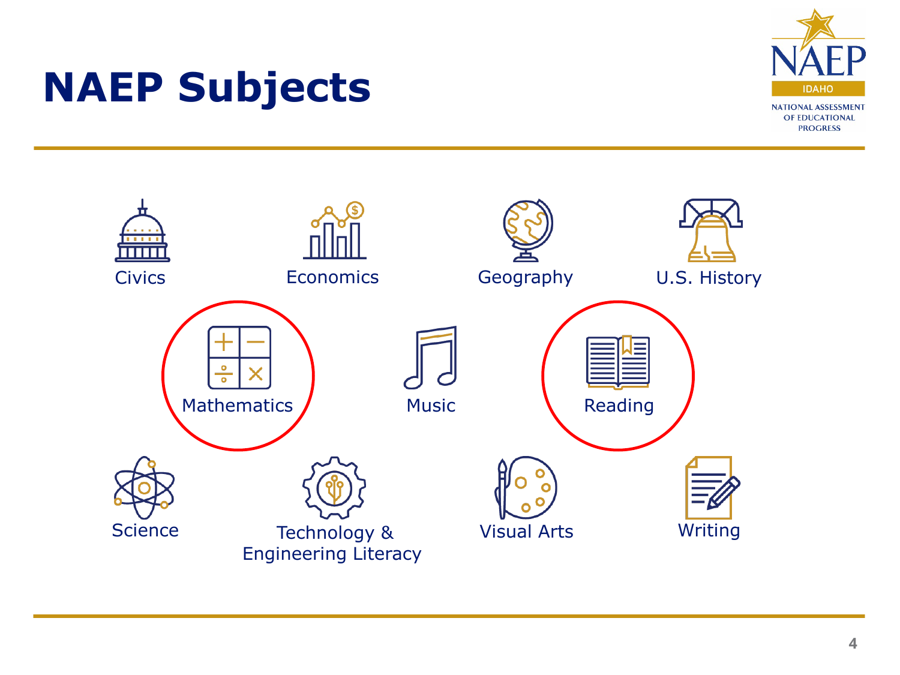# NAEP Subjects

- Civics
- Economics
- Geography
- U.S. History
- Mathematics
- Music
- Reading
- Science
- Technology & Engineering Literacy
- Visual Arts
- Writing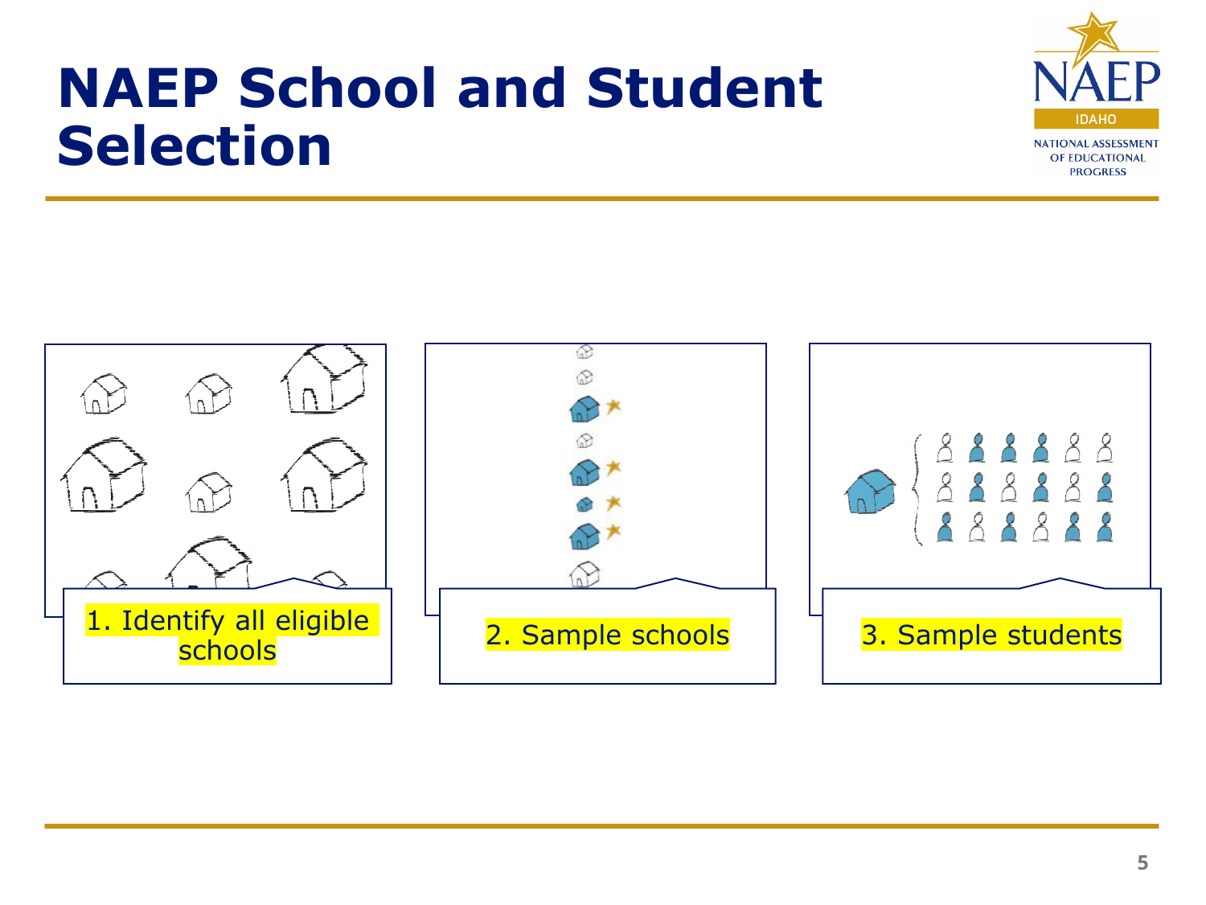# NAEP School and Student Selection

1. Identify all eligible schools

2. Sample schools

3. Sample students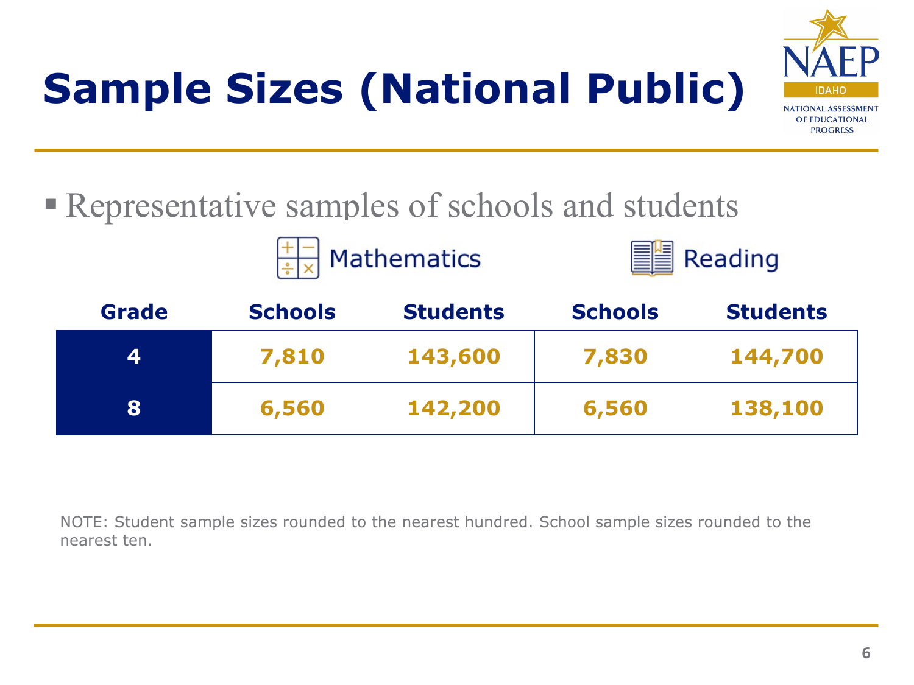# Sample Sizes (National Public)

- Representative samples of schools and students

| | Mathematics | | Reading | |
|---|---|---|---|---|
| **Grade** | **Schools** | **Students** | **Schools** | **Students** |
| **4** | 7,810 | 143,600 | 7,830 | 144,700 |
| **8** | 6,560 | 142,200 | 6,560 | 138,100 |

NOTE: Student sample sizes rounded to the nearest hundred. School sample sizes rounded to the nearest ten.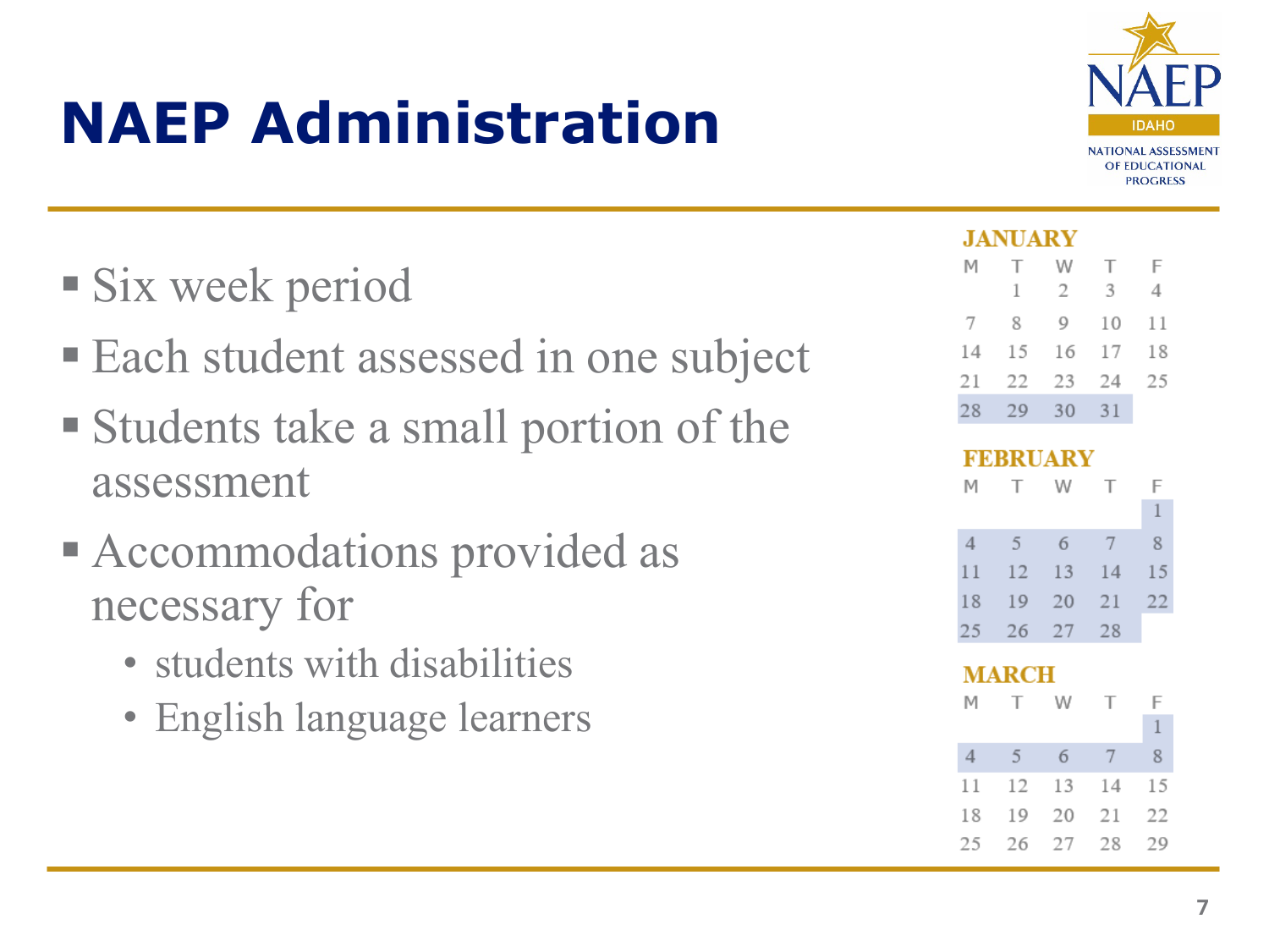# NAEP Administration

- Six week period
- Each student assessed in one subject
- Students take a small portion of the assessment
- Accommodations provided as necessary for
  - students with disabilities
  - English language learners

**JANUARY**

| M | T | W | T | F |
|---|---|---|---|---|
| | 1 | 2 | 3 | 4 |
| 7 | 8 | 9 | 10 | 11 |
| 14 | 15 | 16 | 17 | 18 |
| 21 | 22 | 23 | 24 | 25 |
| 28 | 29 | 30 | 31 | |

**FEBRUARY**

| M | T | W | T | F |
|---|---|---|---|---|
| | | | | 1 |
| 4 | 5 | 6 | 7 | 8 |
| 11 | 12 | 13 | 14 | 15 |
| 18 | 19 | 20 | 21 | 22 |
| 25 | 26 | 27 | 28 | |

**MARCH**

| M | T | W | T | F |
|---|---|---|---|---|
| | | | | 1 |
| 4 | 5 | 6 | 7 | 8 |
| 11 | 12 | 13 | 14 | 15 |
| 18 | 19 | 20 | 21 | 22 |
| 25 | 26 | 27 | 28 | 29 |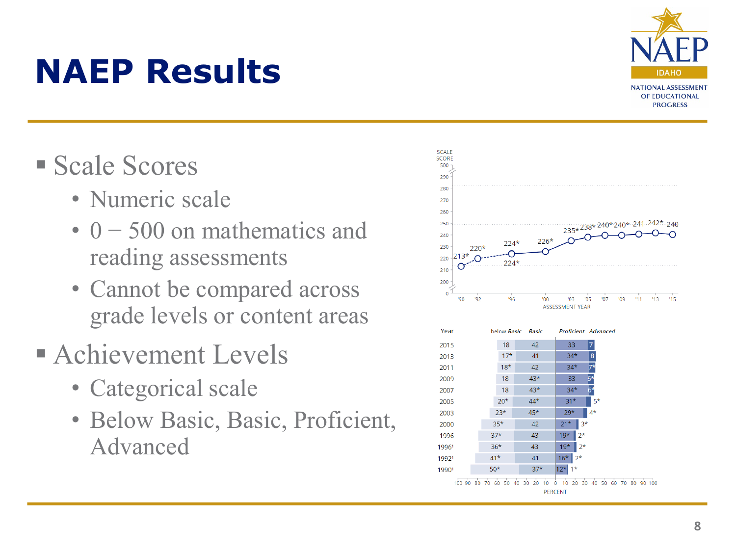# NAEP Results

- Scale Scores
  - Numeric scale
  - 0 – 500 on mathematics and reading assessments
  - Cannot be compared across grade levels or content areas
- Achievement Levels
  - Categorical scale
  - Below Basic, Basic, Proficient, Advanced

SCALE SCORE

| Assessment Year | '90 | '92 | '96 | '00 | '03 | '05 | '07 | '09 | '11 | '13 | '15 |
|---|---|---|---|---|---|---|---|---|---|---|---|
| Scale score | 213* | 220* | 224* / 224* | 226* | 235* | 238* | 240* | 240* | 241 | 242* | 240 |

| Year | below *Basic* | *Basic* | *Proficient* | *Advanced* |
|---|---|---|---|---|
| 2015 | 18 | 42 | 33 | 7 |
| 2013 | 17* | 41 | 34* | 8 |
| 2011 | 18* | 42 | 34* | 7* |
| 2009 | 18 | 43* | 33 | 6* |
| 2007 | 18 | 43* | 34* | 6* |
| 2005 | 20* | 44* | 31* | 5* |
| 2003 | 23* | 45* | 29* | 4* |
| 2000 | 35* | 42 | 21* | 3* |
| 1996 | 37* | 43 | 19* | 2* |
| 1996[1] | 36* | 43 | 19* | 2* |
| 1992[1] | 41* | 41 | 16* | 2* |
| 1990[1] | 50* | 37* | 12* | 1* |

PERCENT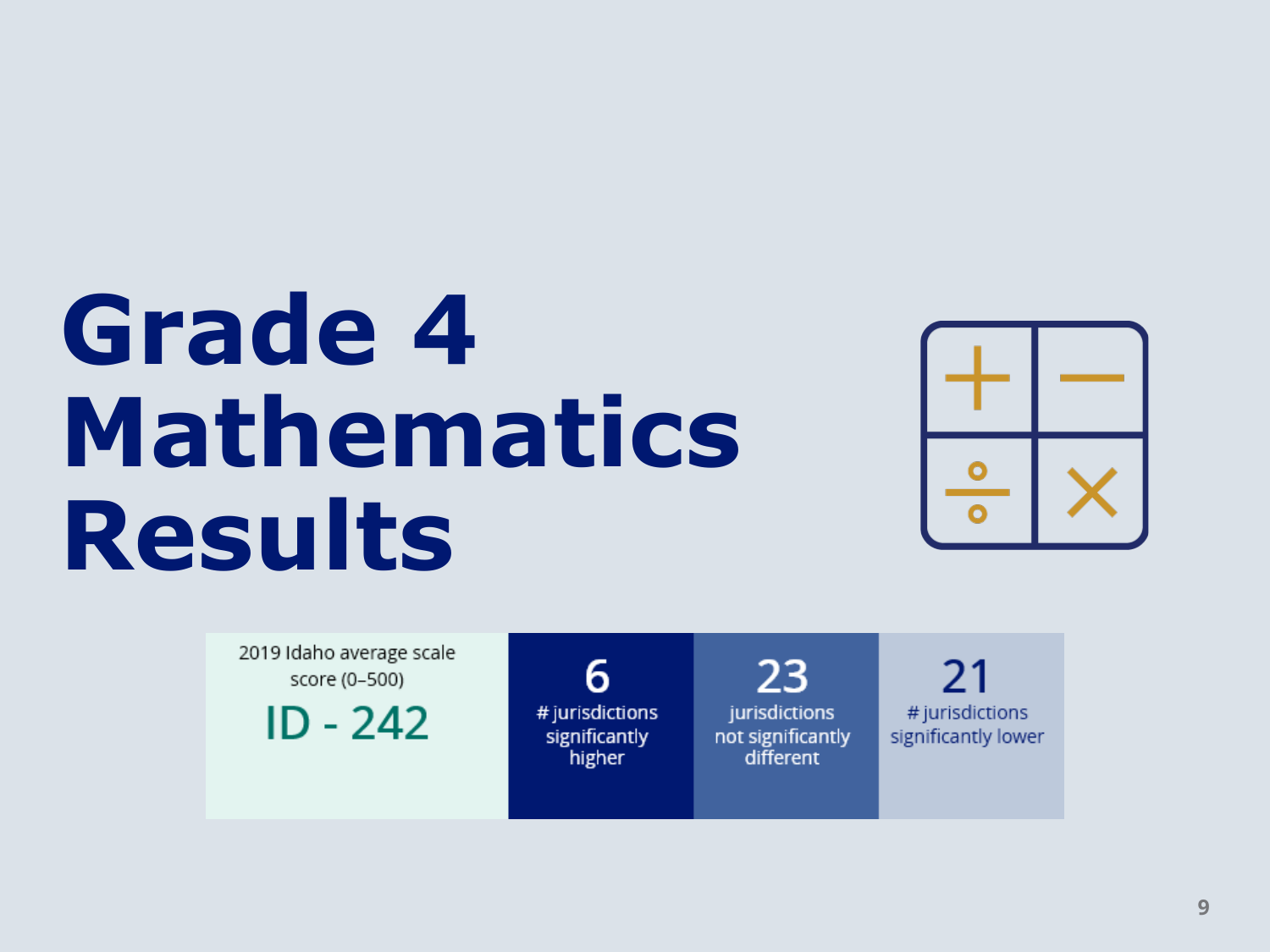# Grade 4 Mathematics Results

| 2019 Idaho average scale score (0–500) | 6 | 23 | 21 |
|---|---|---|---|
| ID - 242 | # jurisdictions significantly higher | jurisdictions not significantly different | # jurisdictions significantly lower |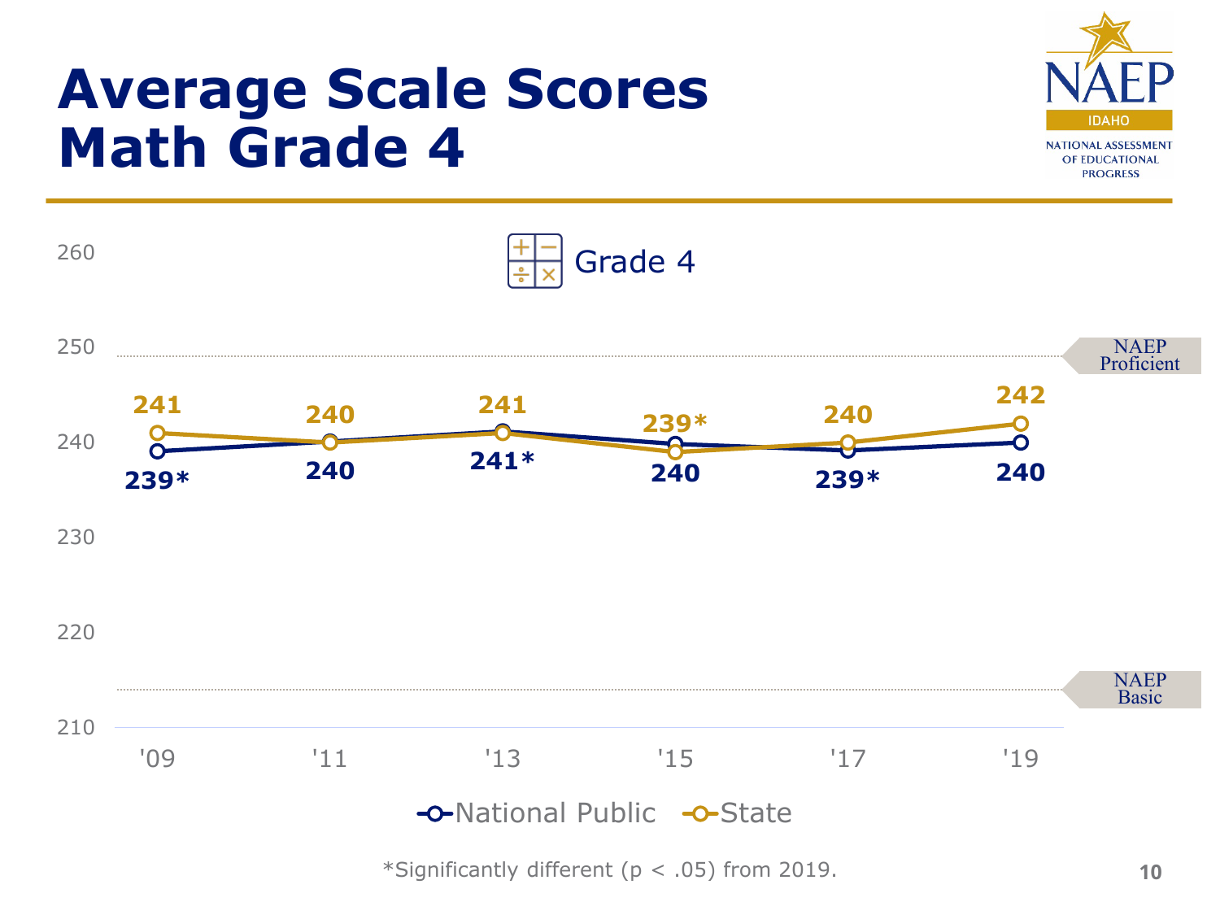# Average Scale Scores Math Grade 4

## Grade 4

| Year | National Public | State |
|---|---|---|
| '09 | 239* | 241 |
| '11 | 240 | 240 |
| '13 | 241* | 241 |
| '15 | 240 | 239* |
| '17 | 239* | 240 |
| '19 | 240 | 242 |

NAEP Proficient: 249

NAEP Basic: 214

*Significantly different ($p < .05$) from 2019.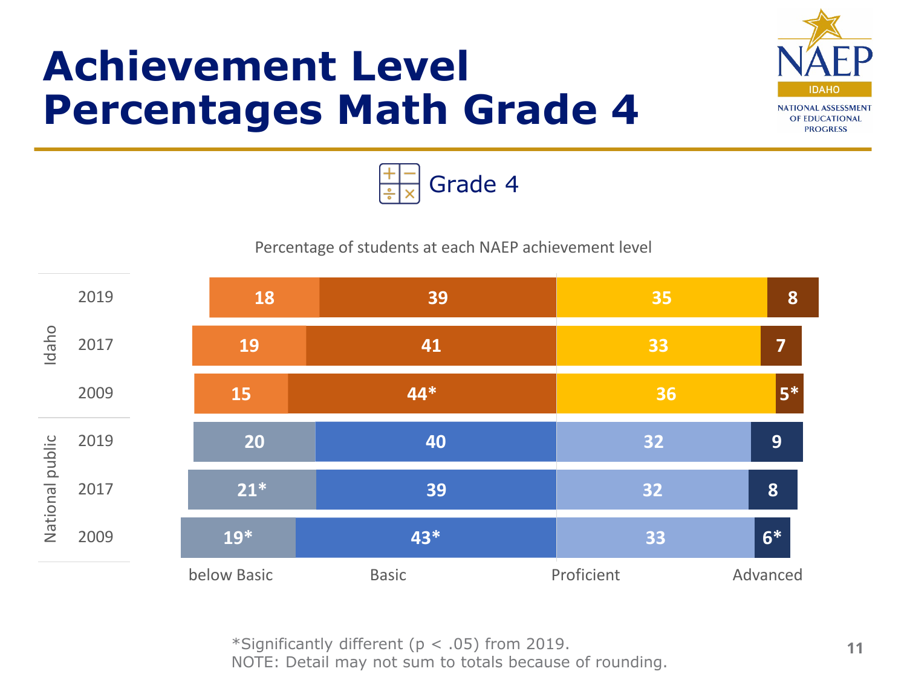# Achievement Level Percentages Math Grade 4

Grade 4

Percentage of students at each NAEP achievement level

| | Year | below Basic | Basic | Proficient | Advanced |
|---|---|---|---|---|---|
| Idaho | 2019 | 18 | 39 | 35 | 8 |
| | 2017 | 19 | 41 | 33 | 7 |
| | 2009 | 15 | 44* | 36 | 5* |
| National public | 2019 | 20 | 40 | 32 | 9 |
| | 2017 | 21* | 39 | 32 | 8 |
| | 2009 | 19* | 43* | 33 | 6* |

*Significantly different ($p < .05$) from 2019.
NOTE: Detail may not sum to totals because of rounding.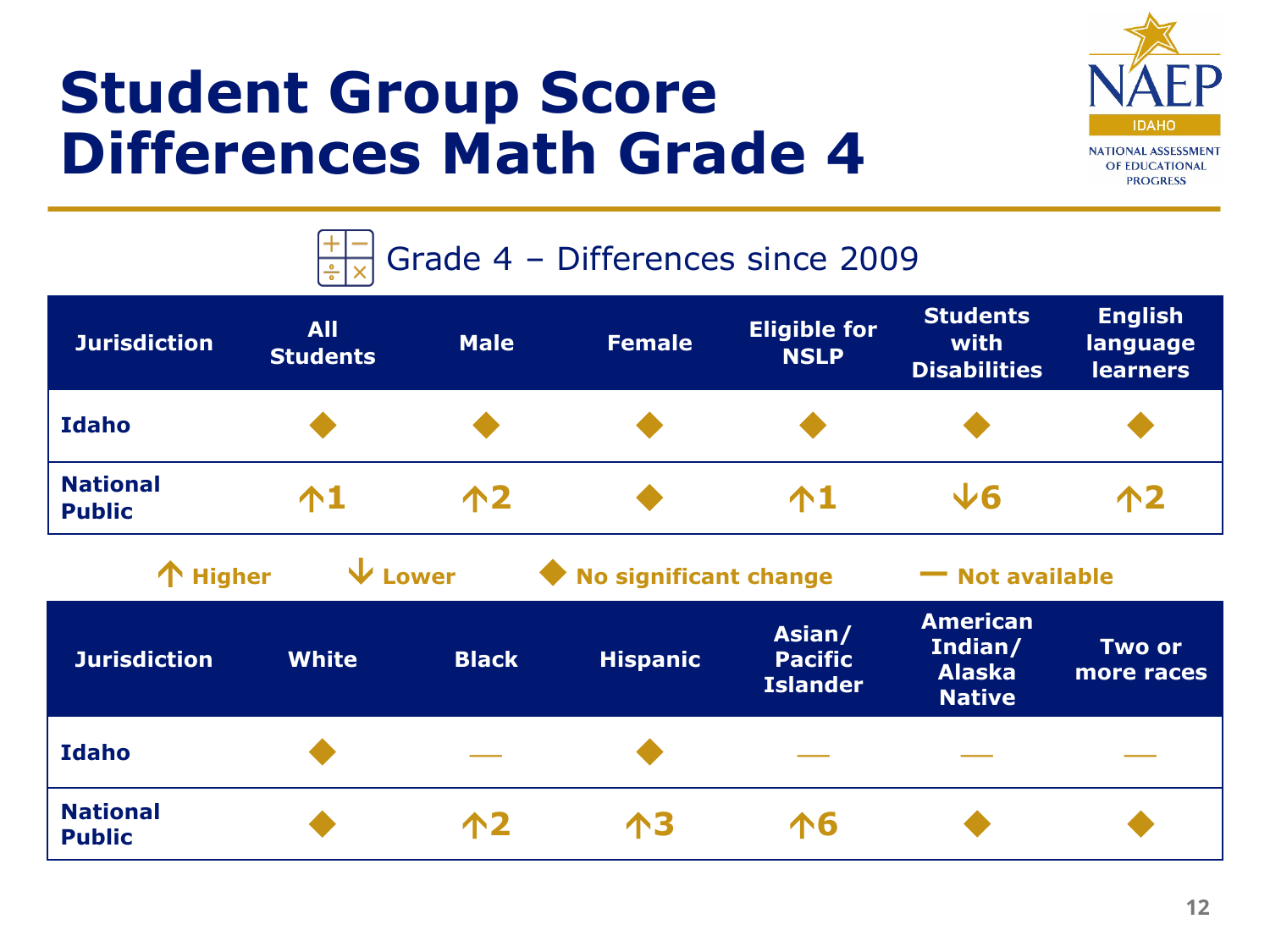# Student Group Score Differences Math Grade 4

NAEP IDAHO NATIONAL ASSESSMENT OF EDUCATIONAL PROGRESS

## Grade 4 – Differences since 2009

| Jurisdiction | All Students | Male | Female | Eligible for NSLP | Students with Disabilities | English language learners |
|---|---|---|---|---|---|---|
| Idaho | ◆ | ◆ | ◆ | ◆ | ◆ | ◆ |
| National Public | ↑1 | ↑2 | ◆ | ↑1 | ↓6 | ↑2 |

↑ Higher ↓ Lower ◆ No significant change — Not available

| Jurisdiction | White | Black | Hispanic | Asian/ Pacific Islander | American Indian/ Alaska Native | Two or more races |
|---|---|---|---|---|---|---|
| Idaho | ◆ | — | ◆ | — | — | — |
| National Public | ◆ | ↑2 | ↑3 | ↑6 | ◆ | ◆ |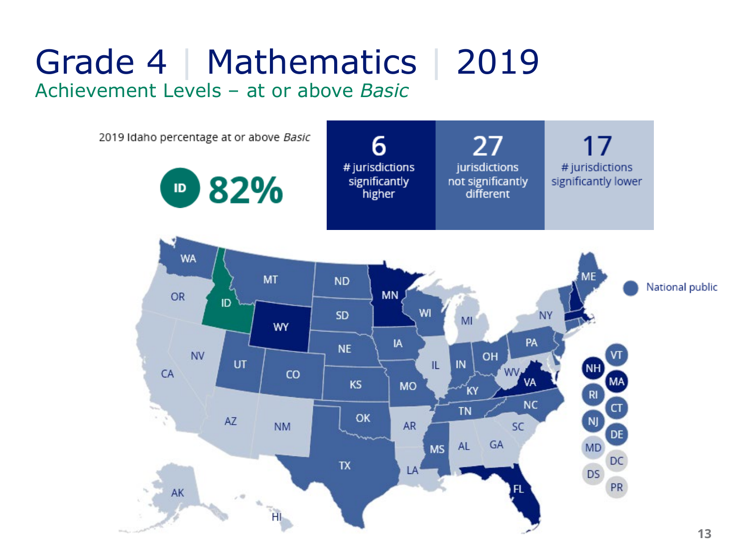# Grade 4 | Mathematics | 2019

## Achievement Levels – at or above *Basic*

2019 Idaho percentage at or above *Basic*

ID **82%**

| 6 | 27 | 17 |
|---|---|---|
| # jurisdictions significantly higher | jurisdictions not significantly different | # jurisdictions significantly lower |

National public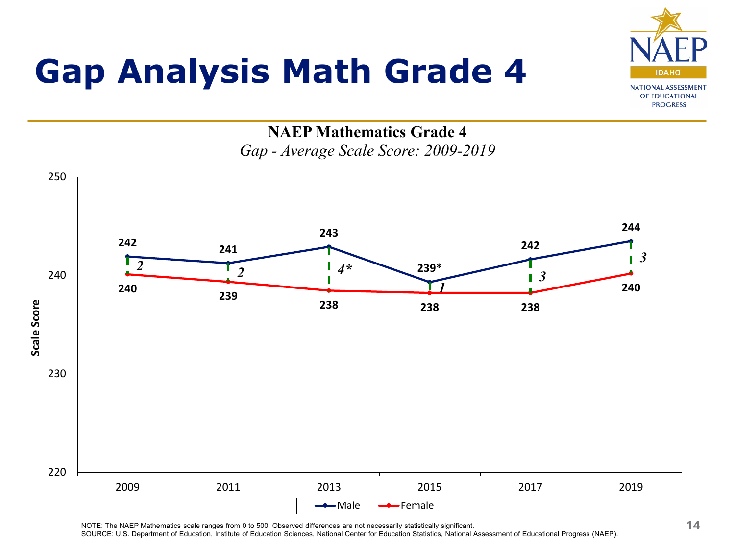# Gap Analysis Math Grade 4

**NAEP Mathematics Grade 4**

*Gap - Average Scale Score: 2009-2019*

| Year | Male | Female | Gap |
|---|---|---|---|
| 2009 | 242 | 240 | 2 |
| 2011 | 241 | 239 | 2 |
| 2013 | 243 | 238 | 4* |
| 2015 | 239* | 238 | 1 |
| 2017 | 242 | 238 | 3 |
| 2019 | 244 | 240 | 3 |

NOTE: The NAEP Mathematics scale ranges from 0 to 500. Observed differences are not necessarily statistically significant.
SOURCE: U.S. Department of Education, Institute of Education Sciences, National Center for Education Statistics, National Assessment of Educational Progress (NAEP).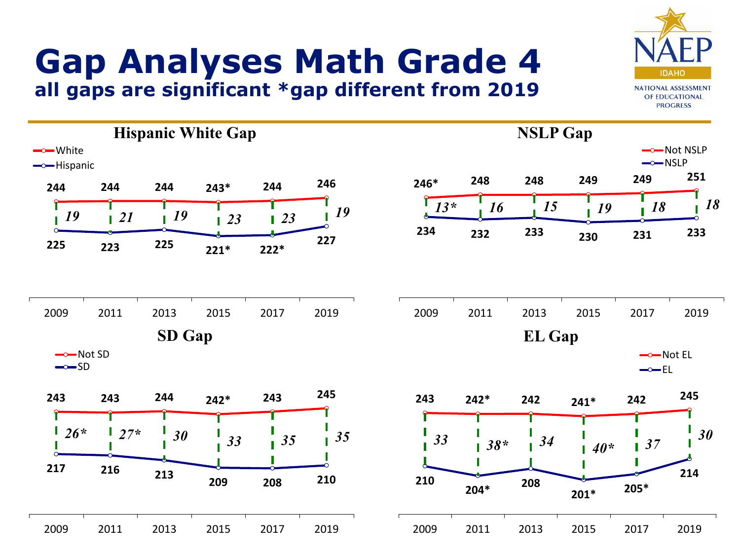# Gap Analyses Math Grade 4

**all gaps are significant *gap different from 2019**

NAEP IDAHO — NATIONAL ASSESSMENT OF EDUCATIONAL PROGRESS

## Hispanic White Gap

| | 2009 | 2011 | 2013 | 2015 | 2017 | 2019 |
|---|---|---|---|---|---|---|
| White | 244 | 244 | 244 | 243* | 244 | 246 |
| Hispanic | 225 | 223 | 225 | 221* | 222* | 227 |
| Gap | 19 | 21 | 19 | 23 | 23 | 19 |

## NSLP Gap

| | 2009 | 2011 | 2013 | 2015 | 2017 | 2019 |
|---|---|---|---|---|---|---|
| Not NSLP | 246* | 248 | 248 | 249 | 249 | 251 |
| NSLP | 234 | 232 | 233 | 230 | 231 | 233 |
| Gap | 13* | 16 | 15 | 19 | 18 | 18 |

## SD Gap

| | 2009 | 2011 | 2013 | 2015 | 2017 | 2019 |
|---|---|---|---|---|---|---|
| Not SD | 243 | 243 | 244 | 242* | 243 | 245 |
| SD | 217 | 216 | 213 | 209 | 208 | 210 |
| Gap | 26* | 27* | 30 | 33 | 35 | 35 |

## EL Gap

| | 2009 | 2011 | 2013 | 2015 | 2017 | 2019 |
|---|---|---|---|---|---|---|
| Not EL | 243 | 242* | 242 | 241* | 242 | 245 |
| EL | 210 | 204* | 208 | 201* | 205* | 214 |
| Gap | 33 | 38* | 34 | 40* | 37 | 30 |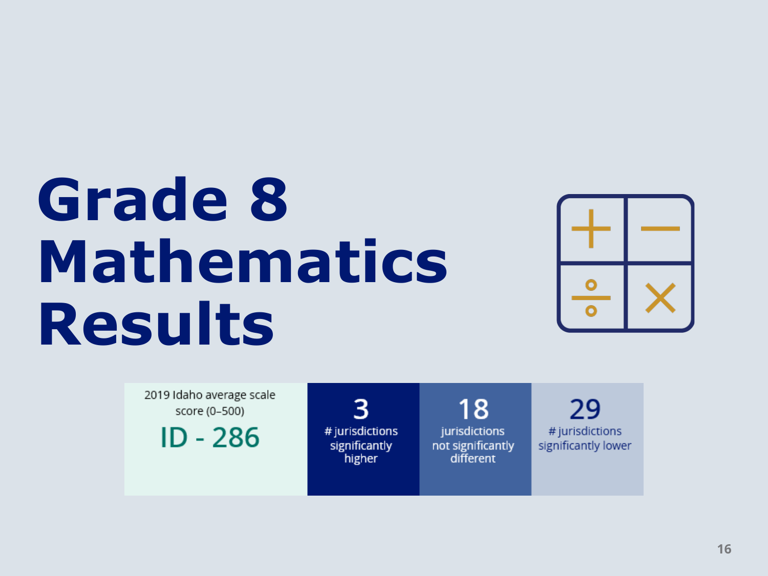# Grade 8 Mathematics Results

| 2019 Idaho average scale score (0–500) | 3 | 18 | 29 |
| --- | --- | --- | --- |
| ID - 286 | # jurisdictions significantly higher | jurisdictions not significantly different | # jurisdictions significantly lower |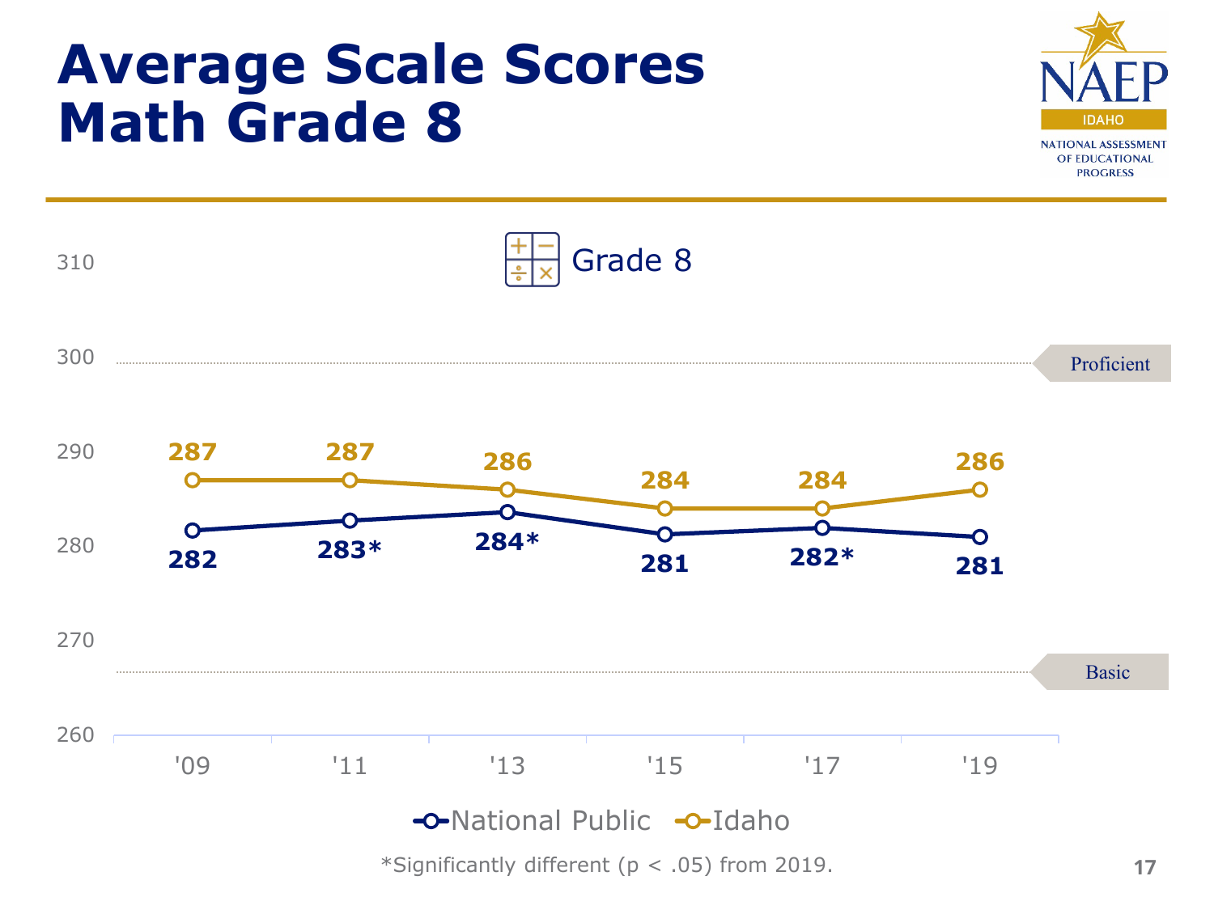# Average Scale Scores Math Grade 8

Grade 8

| Year | National Public | Idaho |
|---|---|---|
| '09 | 282 | 287 |
| '11 | 283* | 287 |
| '13 | 284* | 286 |
| '15 | 281 | 284 |
| '17 | 282* | 284 |
| '19 | 281 | 286 |

Proficient: 300; Basic: 267

*Significantly different ($p < .05$) from 2019.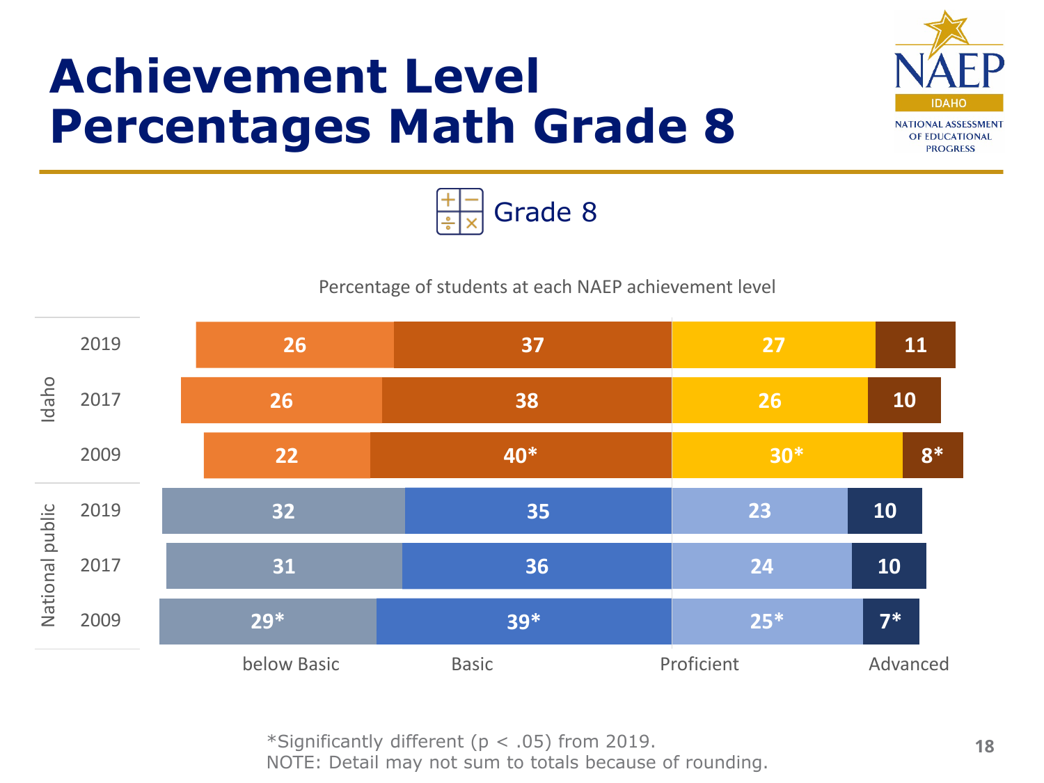# Achievement Level Percentages Math Grade 8

Grade 8

Percentage of students at each NAEP achievement level

| | Year | below Basic | Basic | Proficient | Advanced |
|---|---|---|---|---|---|
| Idaho | 2019 | 26 | 37 | 27 | 11 |
| | 2017 | 26 | 38 | 26 | 10 |
| | 2009 | 22 | 40* | 30* | 8* |
| National public | 2019 | 32 | 35 | 23 | 10 |
| | 2017 | 31 | 36 | 24 | 10 |
| | 2009 | 29* | 39* | 25* | 7* |

*Significantly different ($p < .05$) from 2019.
NOTE: Detail may not sum to totals because of rounding.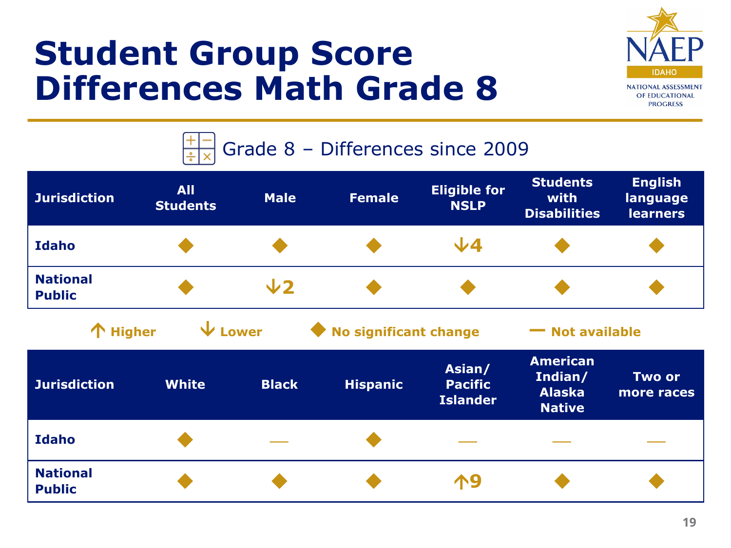# Student Group Score Differences Math Grade 8

## Grade 8 – Differences since 2009

| Jurisdiction | All Students | Male | Female | Eligible for NSLP | Students with Disabilities | English language learners |
|---|---|---|---|---|---|---|
| Idaho | ◆ | ◆ | ◆ | ↓4 | ◆ | ◆ |
| National Public | ◆ | ↓2 | ◆ | ◆ | ◆ | ◆ |

↑ Higher  ↓ Lower  ◆ No significant change  — Not available

| Jurisdiction | White | Black | Hispanic | Asian/ Pacific Islander | American Indian/ Alaska Native | Two or more races |
|---|---|---|---|---|---|---|
| Idaho | ◆ | — | ◆ | — | — | — |
| National Public | ◆ | ◆ | ◆ | ↑9 | ◆ | ◆ |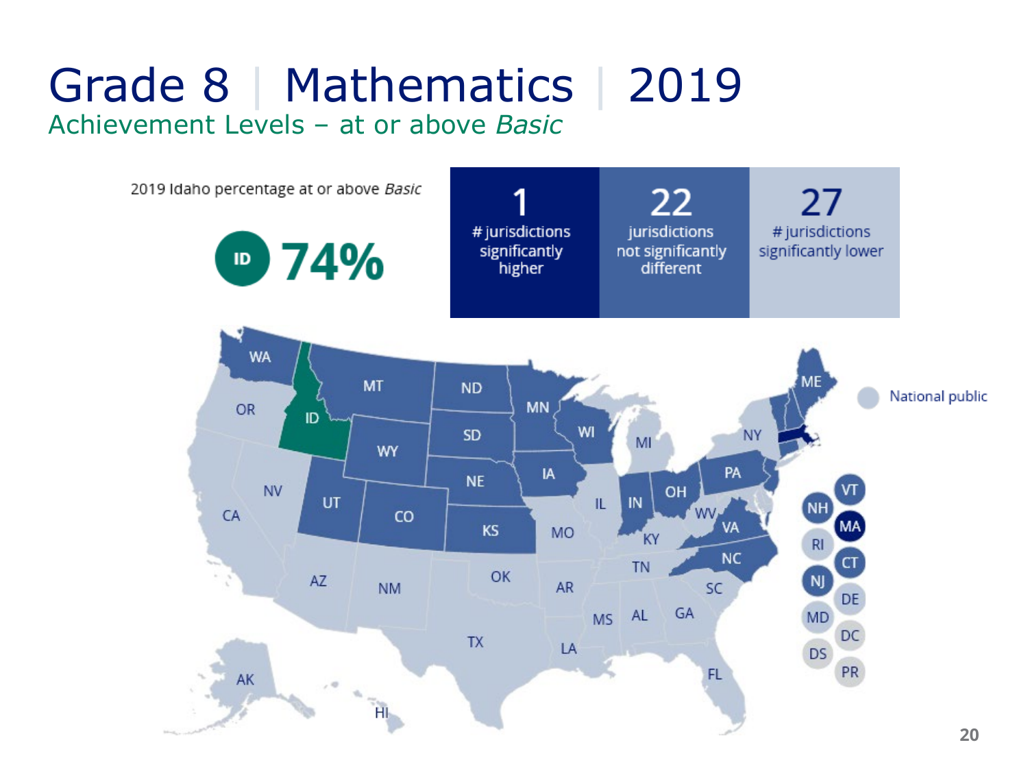# Grade 8 | Mathematics | 2019

## Achievement Levels – at or above *Basic*

2019 Idaho percentage at or above *Basic*

ID **74%**

| 1 | 22 | 27 |
| --- | --- | --- |
| # jurisdictions significantly higher | jurisdictions not significantly different | # jurisdictions significantly lower |

WA, MT, ND, MN, WI, SD, WY, NE, IA, UT, CO, KS, IN, OH, PA, VA, NC, ME, NY, OR, ID, NV, CA, AZ, NM, OK, TX, MO, AR, LA, MS, AL, GA, SC, FL, TN, KY, WV, IL, MI, AK, HI

National public

VT, NH, MA, RI, CT, NJ, DE, MD, DC, DS, PR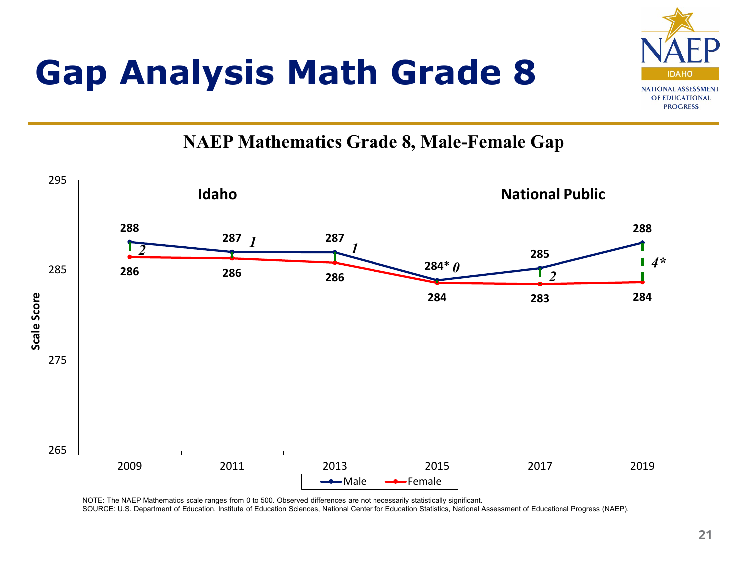# Gap Analysis Math Grade 8

## NAEP Mathematics Grade 8, Male-Female Gap

| Year | Male | Female | Gap |
|---|---|---|---|
| 2009 | 288 | 286 | 2 |
| 2011 | 287 | 286 | 1 |
| 2013 | 287 | 286 | 1 |
| 2015 | 284* | 284 | 0 |
| 2017 | 285 | 283 | 2 |
| 2019 | 288 | 284 | 4* |

Idaho — National Public

Scale Score

NOTE: The NAEP Mathematics scale ranges from 0 to 500. Observed differences are not necessarily statistically significant.
SOURCE: U.S. Department of Education, Institute of Education Sciences, National Center for Education Statistics, National Assessment of Educational Progress (NAEP).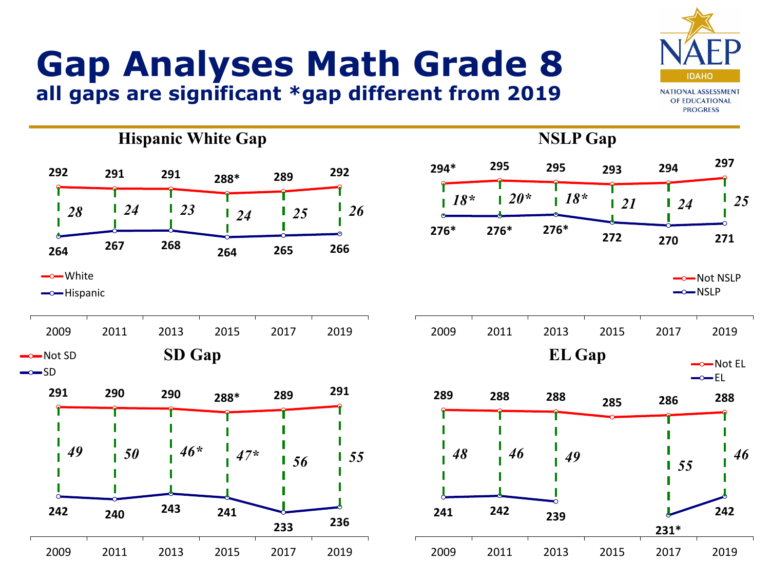# Gap Analyses Math Grade 8

**all gaps are significant *gap different from 2019**

NAEP IDAHO — NATIONAL ASSESSMENT OF EDUCATIONAL PROGRESS

## Hispanic White Gap

| | 2009 | 2011 | 2013 | 2015 | 2017 | 2019 |
|---|---|---|---|---|---|---|
| White | 292 | 291 | 291 | 288* | 289 | 292 |
| Hispanic | 264 | 267 | 268 | 264 | 265 | 266 |
| Gap | 28 | 24 | 23 | 24 | 25 | 26 |

## NSLP Gap

| | 2009 | 2011 | 2013 | 2015 | 2017 | 2019 |
|---|---|---|---|---|---|---|
| Not NSLP | 294* | 295 | 295 | 293 | 294 | 297 |
| NSLP | 276* | 276* | 276* | 272 | 270 | 271 |
| Gap | 18* | 20* | 18* | 21 | 24 | 25 |

## SD Gap

| | 2009 | 2011 | 2013 | 2015 | 2017 | 2019 |
|---|---|---|---|---|---|---|
| Not SD | 291 | 290 | 290 | 288* | 289 | 291 |
| SD | 242 | 240 | 243 | 241 | 233 | 236 |
| Gap | 49 | 50 | 46* | 47* | 56 | 55 |

## EL Gap

| | 2009 | 2011 | 2013 | 2015 | 2017 | 2019 |
|---|---|---|---|---|---|---|
| Not EL | 289 | 288 | 288 | 285 | 286 | 288 |
| EL | 241 | 242 | 239 | | 231* | 242 |
| Gap | 48 | 46 | 49 | | 55 | 46 |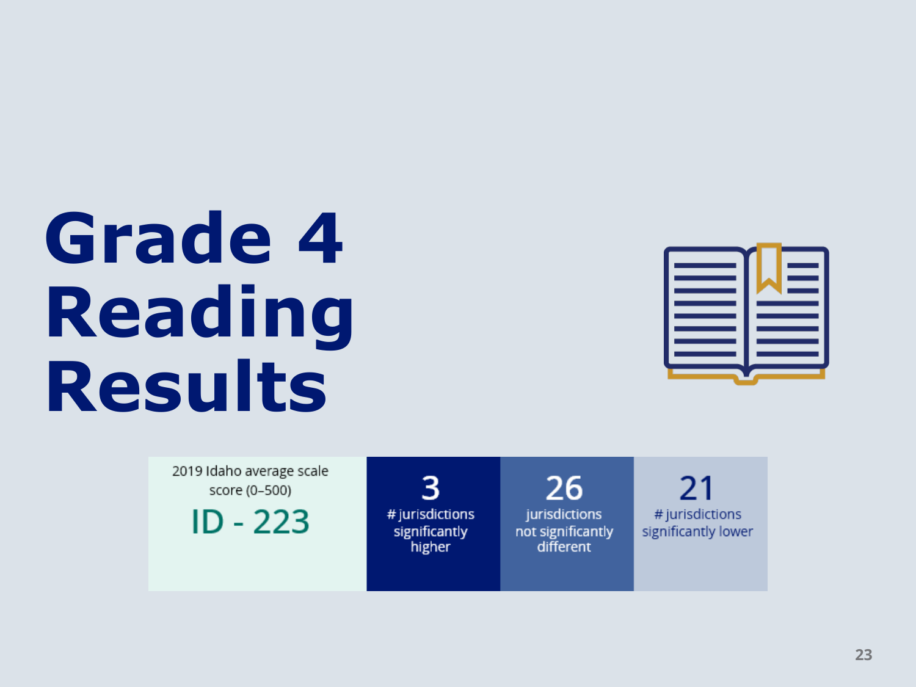# Grade 4 Reading Results

| 2019 Idaho average scale score (0–500) | 3 | 26 | 21 |
|---|---|---|---|
| ID - 223 | # jurisdictions significantly higher | jurisdictions not significantly different | # jurisdictions significantly lower |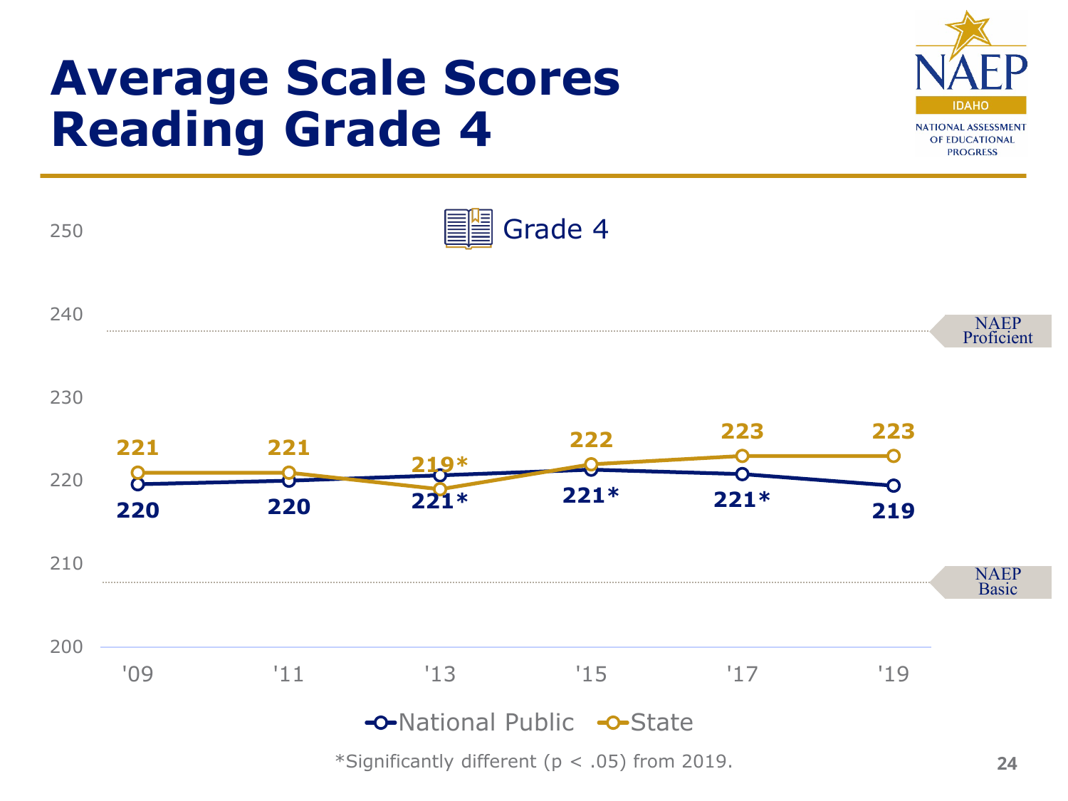# Average Scale Scores Reading Grade 4

Grade 4

| Year | National Public | State |
|---|---|---|
| '09 | 220 | 221 |
| '11 | 220 | 221 |
| '13 | 221* | 219* |
| '15 | 221* | 222 |
| '17 | 221* | 223 |
| '19 | 219 | 223 |

NAEP Proficient

NAEP Basic

National Public — State

*Significantly different ($p < .05$) from 2019.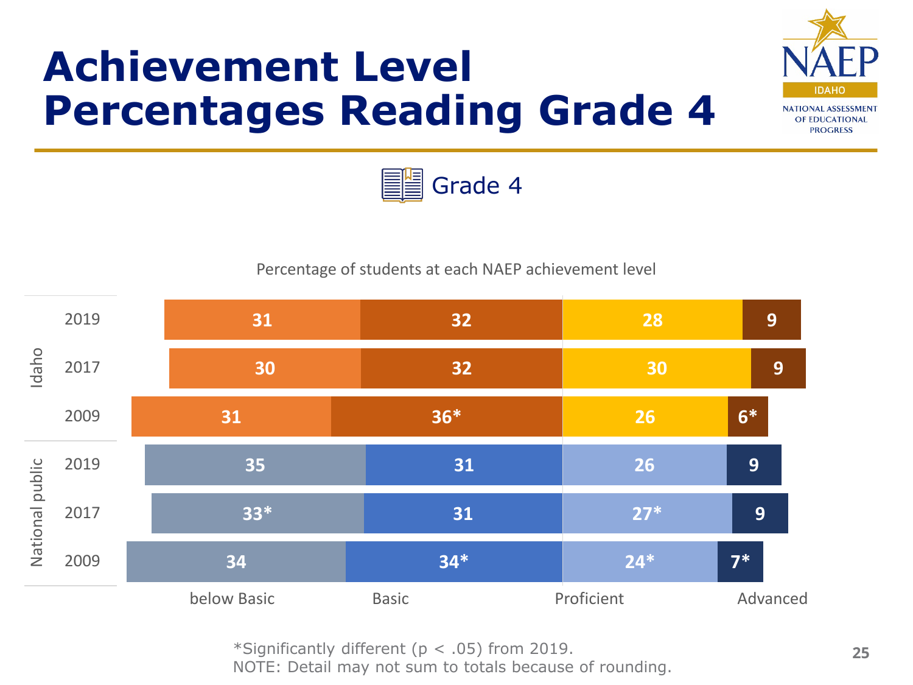# Achievement Level Percentages Reading Grade 4

Grade 4

Percentage of students at each NAEP achievement level

| | | below Basic | Basic | Proficient | Advanced |
|---|---|---|---|---|---|
| Idaho | 2019 | 31 | 32 | 28 | 9 |
| | 2017 | 30 | 32 | 30 | 9 |
| | 2009 | 31 | 36* | 26 | 6* |
| National public | 2019 | 35 | 31 | 26 | 9 |
| | 2017 | 33* | 31 | 27* | 9 |
| | 2009 | 34 | 34* | 24* | 7* |

*Significantly different ($p < .05$) from 2019.
NOTE: Detail may not sum to totals because of rounding.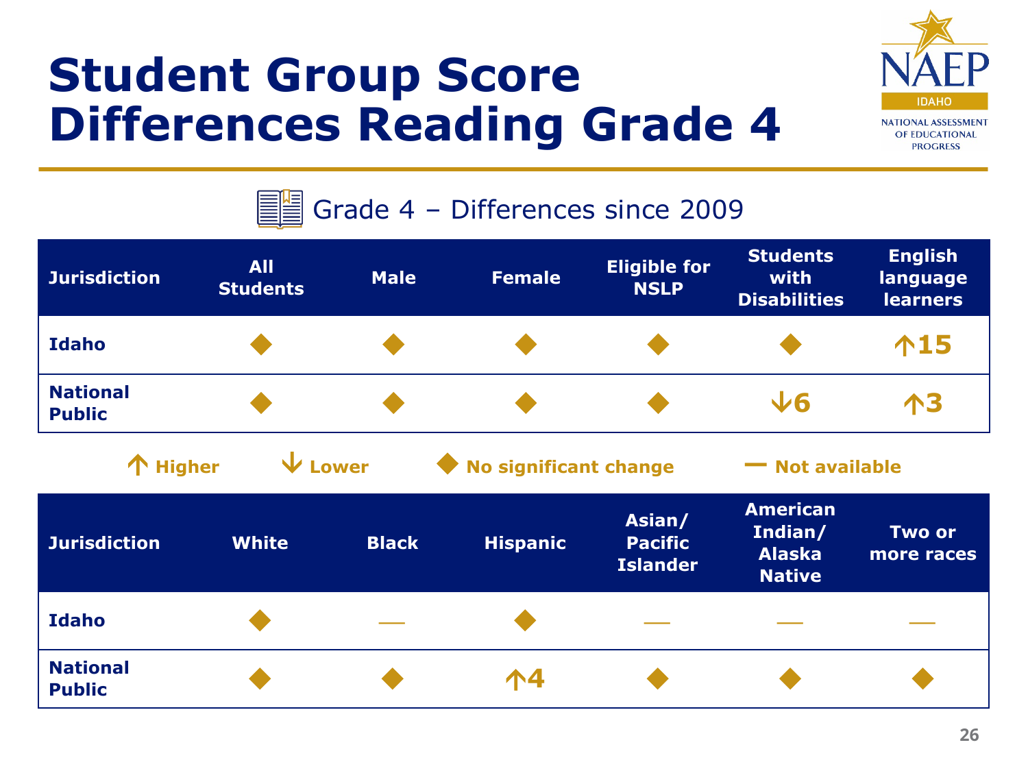# Student Group Score Differences Reading Grade 4

## Grade 4 – Differences since 2009

| Jurisdiction | All Students | Male | Female | Eligible for NSLP | Students with Disabilities | English language learners |
|---|---|---|---|---|---|---|
| Idaho | ◆ | ◆ | ◆ | ◆ | ◆ | ↑15 |
| National Public | ◆ | ◆ | ◆ | ◆ | ↓6 | ↑3 |

↑ Higher ↓ Lower ◆ No significant change — Not available

| Jurisdiction | White | Black | Hispanic | Asian/ Pacific Islander | American Indian/ Alaska Native | Two or more races |
|---|---|---|---|---|---|---|
| Idaho | ◆ | — | ◆ | — | — | — |
| National Public | ◆ | ◆ | ↑4 | ◆ | ◆ | ◆ |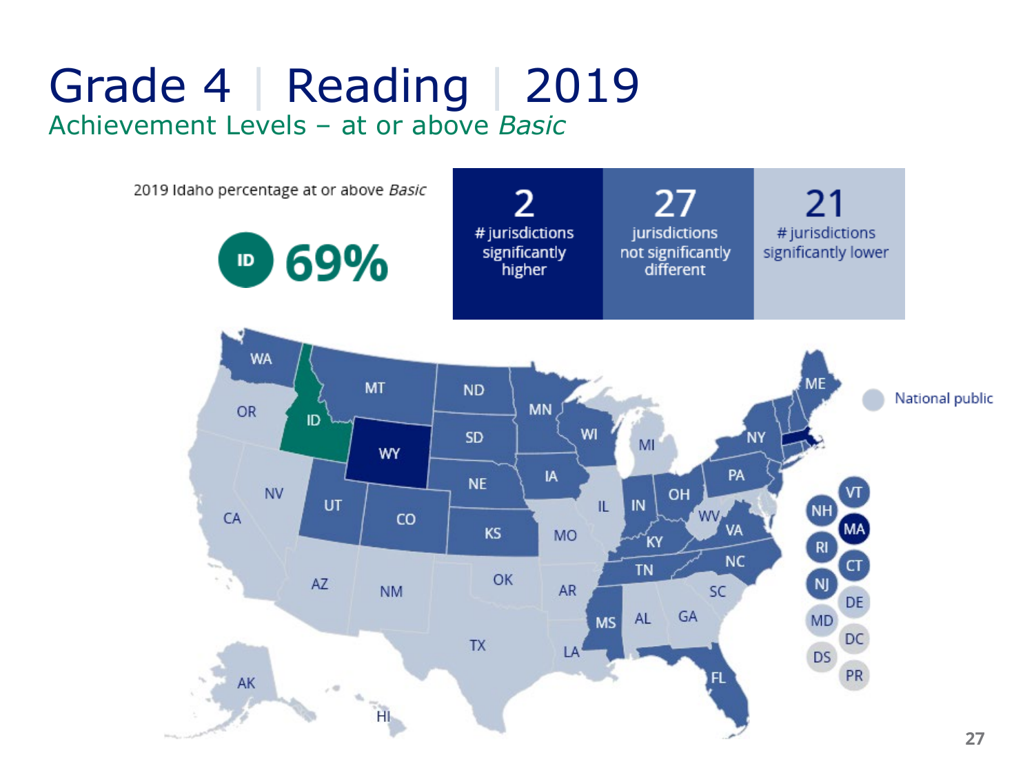# Grade 4 | Reading | 2019

## Achievement Levels – at or above *Basic*

2019 Idaho percentage at or above *Basic*

ID **69%**

| 2 | 27 | 21 |
|---|---|---|
| # jurisdictions significantly higher | jurisdictions not significantly different | # jurisdictions significantly lower |

National public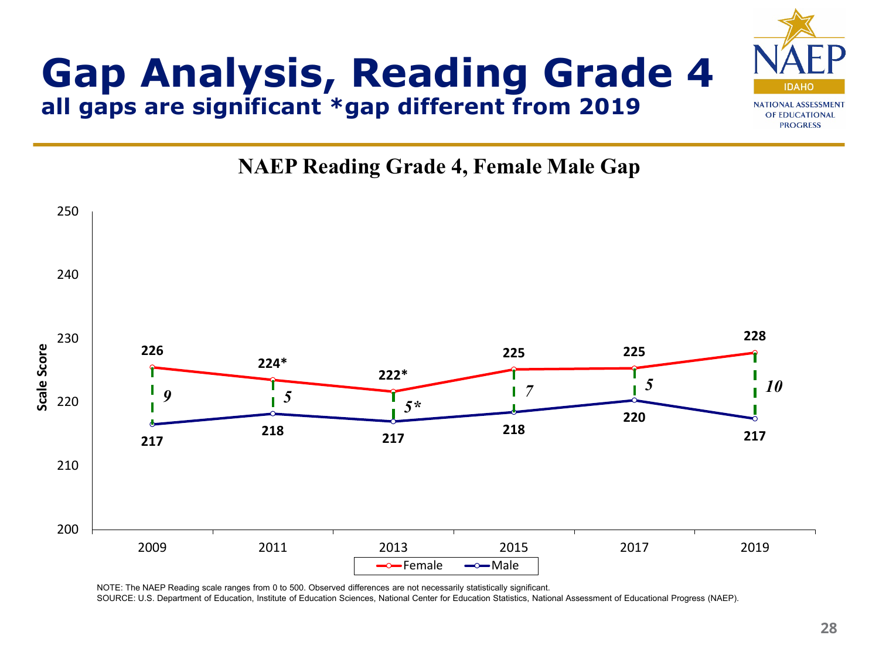# Gap Analysis, Reading Grade 4

**all gaps are significant *gap different from 2019**

NAEP IDAHO — NATIONAL ASSESSMENT OF EDUCATIONAL PROGRESS

## NAEP Reading Grade 4, Female Male Gap

| Year | Female | Male | Gap |
|---|---|---|---|
| 2009 | 226 | 217 | 9 |
| 2011 | 224* | 218 | 5 |
| 2013 | 222* | 217 | 5* |
| 2015 | 225 | 218 | 7 |
| 2017 | 225 | 220 | 5 |
| 2019 | 228 | 217 | 10 |

NOTE: The NAEP Reading scale ranges from 0 to 500. Observed differences are not necessarily statistically significant.

SOURCE: U.S. Department of Education, Institute of Education Sciences, National Center for Education Statistics, National Assessment of Educational Progress (NAEP).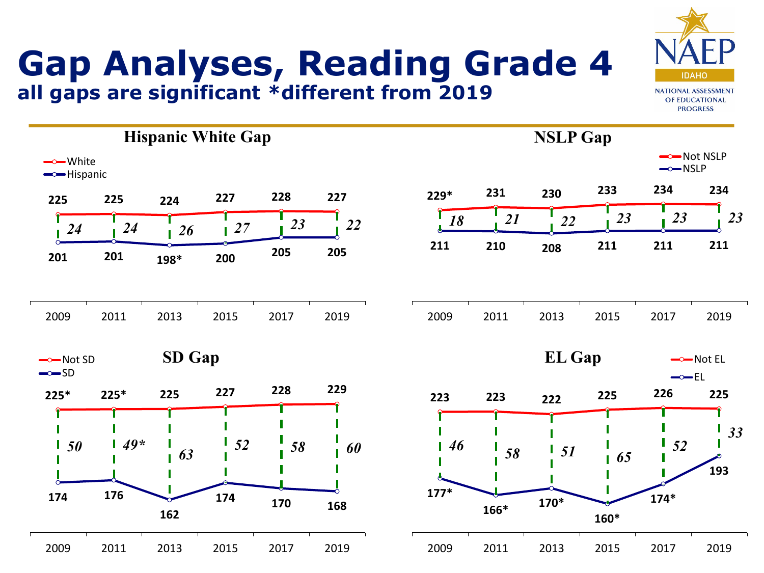# Gap Analyses, Reading Grade 4

**all gaps are significant *different from 2019**

NAEP IDAHO — NATIONAL ASSESSMENT OF EDUCATIONAL PROGRESS

## Hispanic White Gap

| | 2009 | 2011 | 2013 | 2015 | 2017 | 2019 |
|---|---|---|---|---|---|---|
| White | 225 | 225 | 224 | 227 | 228 | 227 |
| Hispanic | 201 | 201 | 198* | 200 | 205 | 205 |
| Gap | 24 | 24 | 26 | 27 | 23 | 22 |

## NSLP Gap

| | 2009 | 2011 | 2013 | 2015 | 2017 | 2019 |
|---|---|---|---|---|---|---|
| Not NSLP | 229* | 231 | 230 | 233 | 234 | 234 |
| NSLP | 211 | 210 | 208 | 211 | 211 | 211 |
| Gap | 18 | 21 | 22 | 23 | 23 | 23 |

## SD Gap

| | 2009 | 2011 | 2013 | 2015 | 2017 | 2019 |
|---|---|---|---|---|---|---|
| Not SD | 225* | 225* | 225 | 227 | 228 | 229 |
| SD | 174 | 176 | 162 | 174 | 170 | 168 |
| Gap | 50 | 49* | 63 | 52 | 58 | 60 |

## EL Gap

| | 2009 | 2011 | 2013 | 2015 | 2017 | 2019 |
|---|---|---|---|---|---|---|
| Not EL | 223 | 223 | 222 | 225 | 226 | 225 |
| EL | 177* | 166* | 170* | 160* | 174* | 193 |
| Gap | 46 | 58 | 51 | 65 | 52 | 33 |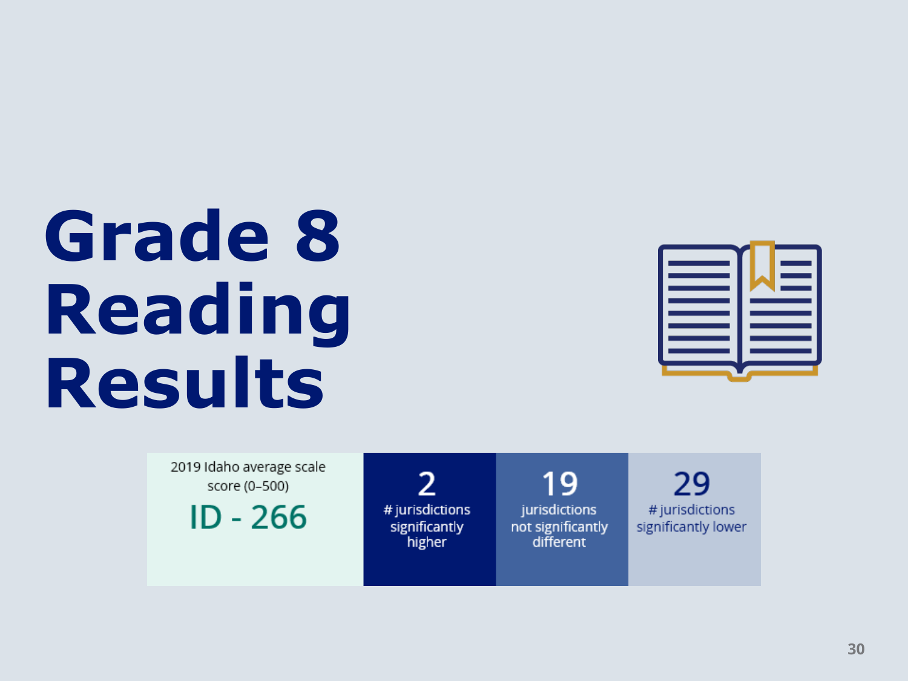# Grade 8 Reading Results

| 2019 Idaho average scale score (0–500) | 2 | 19 | 29 |
|---|---|---|---|
| ID - 266 | # jurisdictions significantly higher | jurisdictions not significantly different | # jurisdictions significantly lower |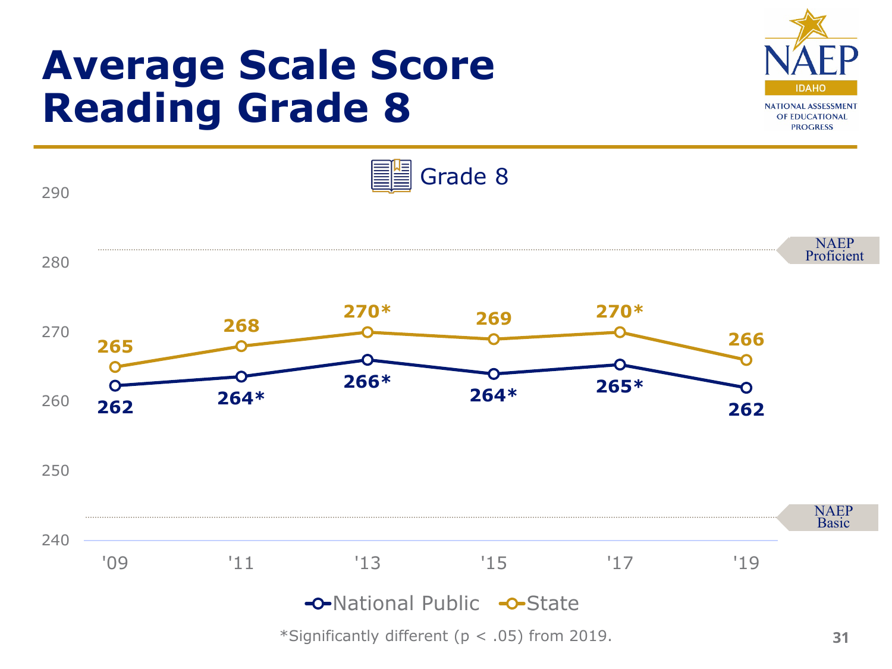# Average Scale Score Reading Grade 8

Grade 8

| Year | National Public | State |
|---|---|---|
| '09 | 262 | 265 |
| '11 | 264* | 268 |
| '13 | 266* | 270* |
| '15 | 264* | 269 |
| '17 | 265* | 270* |
| '19 | 262 | 266 |

NAEP Proficient: 281; NAEP Basic: 243

*Significantly different ($p < .05$) from 2019.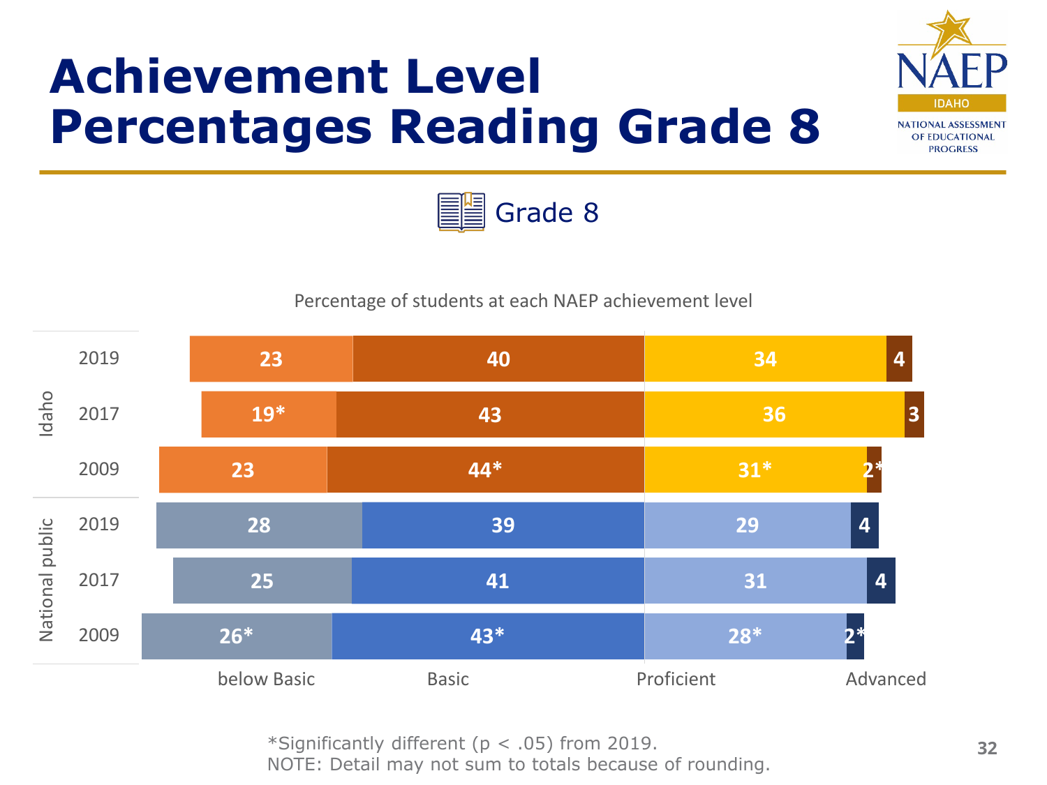# Achievement Level Percentages Reading Grade 8

Grade 8

Percentage of students at each NAEP achievement level

| Jurisdiction | Year | below Basic | Basic | Proficient | Advanced |
|---|---|---|---|---|---|
| Idaho | 2019 | 23 | 40 | 34 | 4 |
| Idaho | 2017 | 19* | 43 | 36 | 3 |
| Idaho | 2009 | 23 | 44* | 31* | 2* |
| National public | 2019 | 28 | 39 | 29 | 4 |
| National public | 2017 | 25 | 41 | 31 | 4 |
| National public | 2009 | 26* | 43* | 28* | 2* |

*Significantly different ($p < .05$) from 2019.
NOTE: Detail may not sum to totals because of rounding.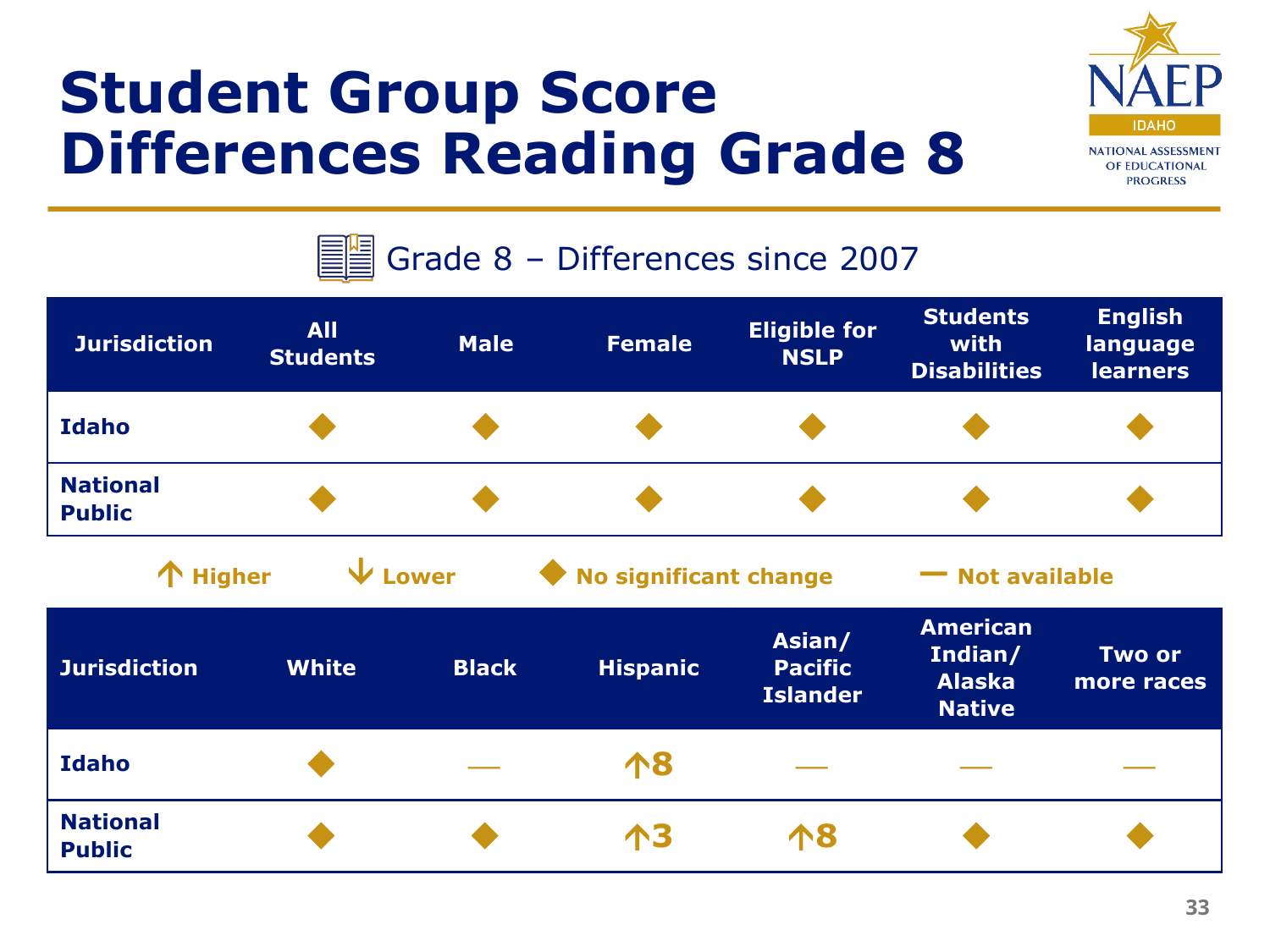# Student Group Score Differences Reading Grade 8

Grade 8 – Differences since 2007

| Jurisdiction | All Students | Male | Female | Eligible for NSLP | Students with Disabilities | English language learners |
|---|---|---|---|---|---|---|
| Idaho | ◆ | ◆ | ◆ | ◆ | ◆ | ◆ |
| National Public | ◆ | ◆ | ◆ | ◆ | ◆ | ◆ |

↑ Higher  ↓ Lower  ◆ No significant change  — Not available

| Jurisdiction | White | Black | Hispanic | Asian/ Pacific Islander | American Indian/ Alaska Native | Two or more races |
|---|---|---|---|---|---|---|
| Idaho | ◆ | — | ↑8 | — | — | — |
| National Public | ◆ | ◆ | ↑3 | ↑8 | ◆ | ◆ |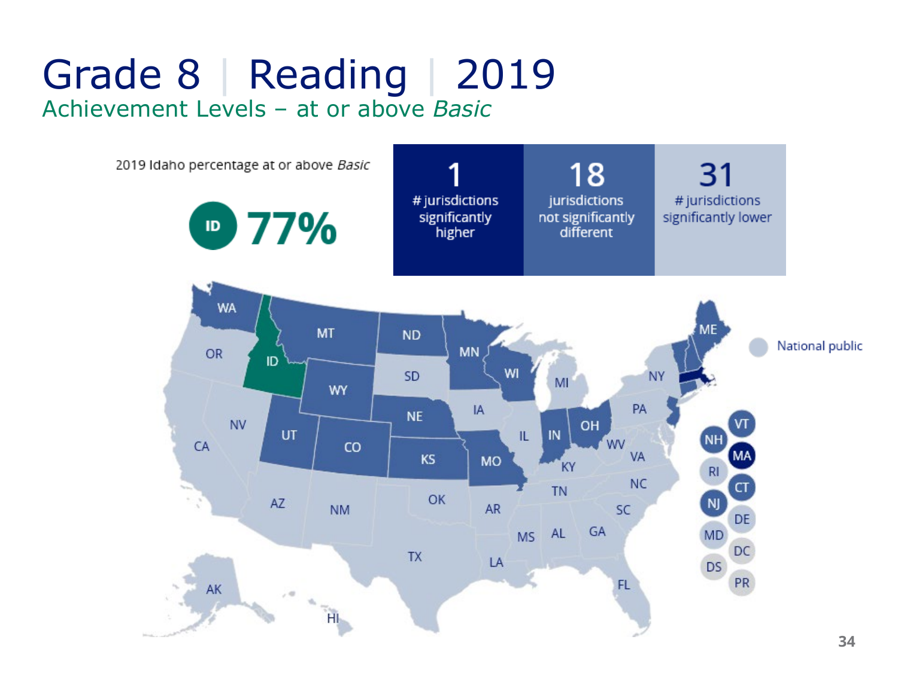# Grade 8 | Reading | 2019

## Achievement Levels – at or above *Basic*

2019 Idaho percentage at or above *Basic*

ID 77%

| 1 | 18 | 31 |
| --- | --- | --- |
| # jurisdictions significantly higher | jurisdictions not significantly different | # jurisdictions significantly lower |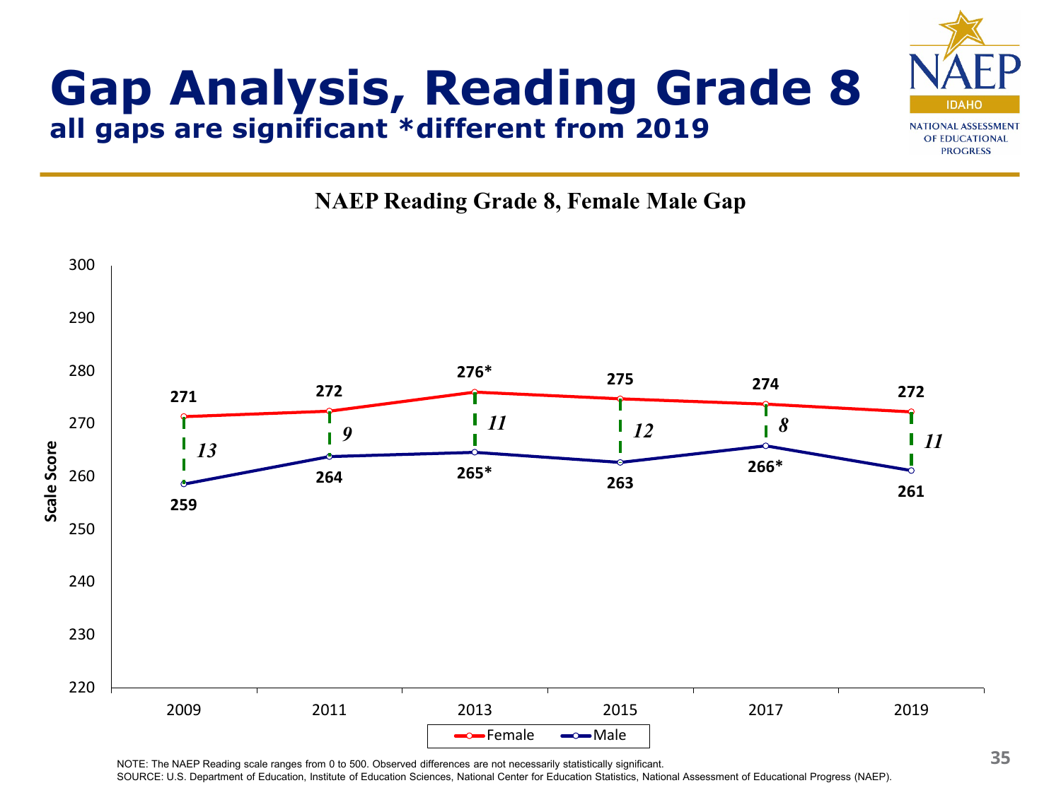# Gap Analysis, Reading Grade 8

**all gaps are significant *different from 2019**

NAEP Reading Grade 8, Female Male Gap

| Year | Female | Male | Gap |
|---|---|---|---|
| 2009 | 271 | 259 | 13 |
| 2011 | 272 | 264 | 9 |
| 2013 | 276* | 265* | 11 |
| 2015 | 275 | 263 | 12 |
| 2017 | 274 | 266* | 8 |
| 2019 | 272 | 261 | 11 |

NOTE: The NAEP Reading scale ranges from 0 to 500. Observed differences are not necessarily statistically significant.

SOURCE: U.S. Department of Education, Institute of Education Sciences, National Center for Education Statistics, National Assessment of Educational Progress (NAEP).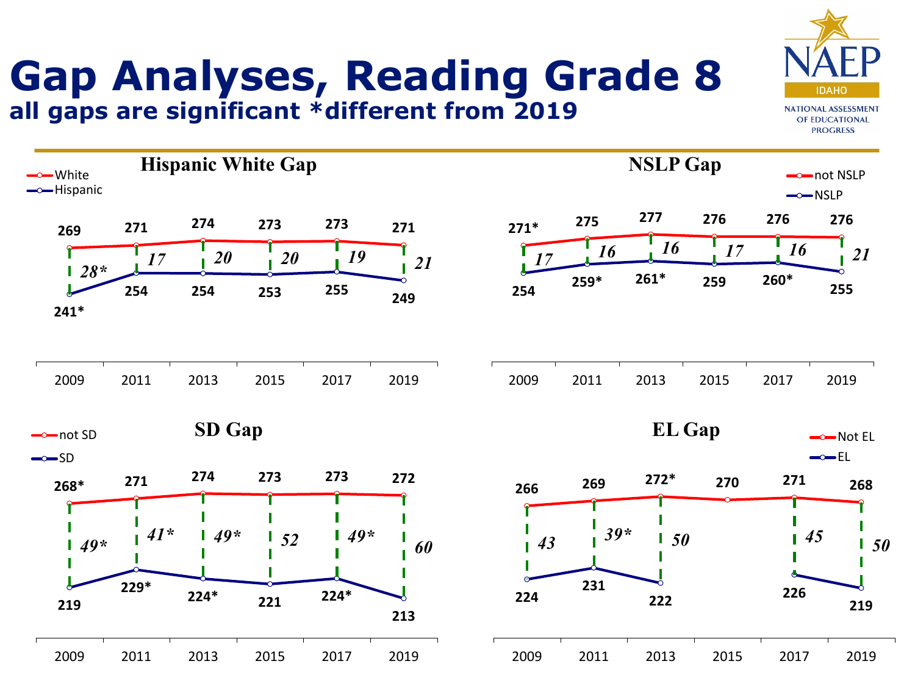# Gap Analyses, Reading Grade 8

**all gaps are significant *different from 2019**

NAEP IDAHO
NATIONAL ASSESSMENT OF EDUCATIONAL PROGRESS

## Hispanic White Gap

White
Hispanic

269 271 274 273 273 271

28* 17 20 20 19 21

241* 254 254 253 255 249

2009 2011 2013 2015 2017 2019

## NSLP Gap

not NSLP
NSLP

271* 275 277 276 276 276

17 16 16 17 16 21

254 259* 261* 259 260* 255

2009 2011 2013 2015 2017 2019

## SD Gap

not SD
SD

268* 271 274 273 273 272

49* 41* 49* 52 49* 60

219 229* 224* 221 224* 213

2009 2011 2013 2015 2017 2019

## EL Gap

Not EL
EL

266 269 272* 270 271 268

43 39* 50 45 50

224 231 222 226 219

2009 2011 2013 2015 2017 2019